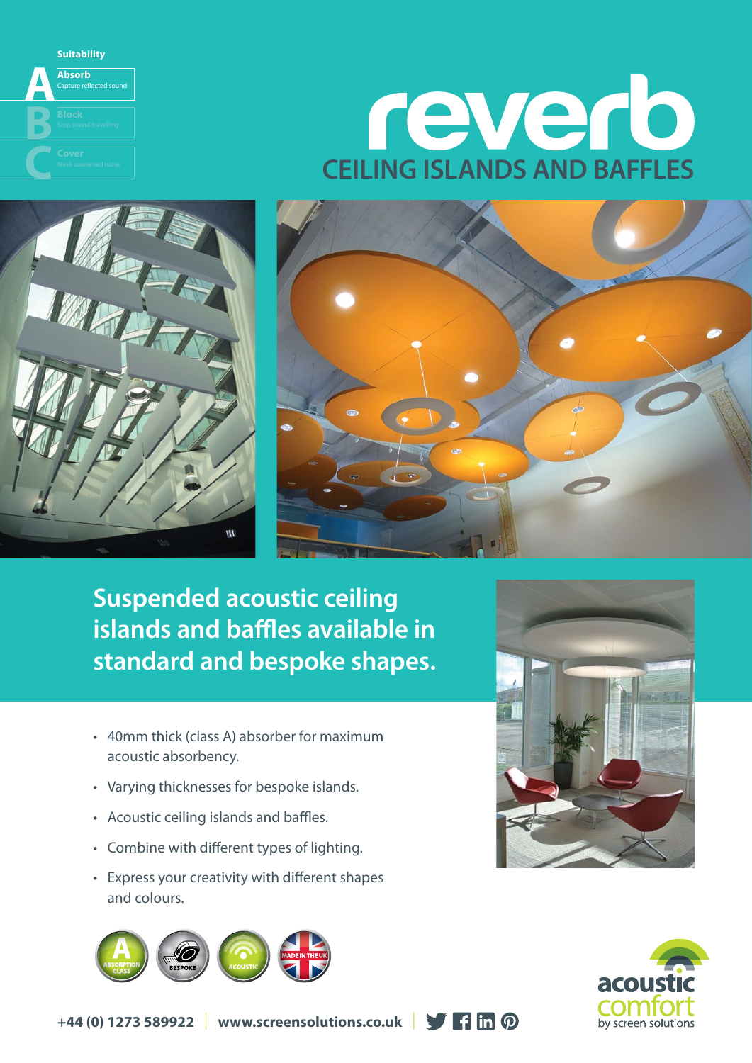**Suitability**

- **A** **Absorb** Capture reflected sound
- **B** Block — Stop sound travelling
- **C** Cover — Mask unwanted noise

# reverb

## CEILING ISLANDS AND BAFFLES

## Suspended acoustic ceiling islands and baffles available in standard and bespoke shapes.

- 40mm thick (class A) absorber for maximum acoustic absorbency.
- Varying thicknesses for bespoke islands.
- Acoustic ceiling islands and baffles.
- Combine with different types of lighting.
- Express your creativity with different shapes and colours.

A ABSORPTION CLASS | BESPOKE | ACOUSTIC | MADE IN THE UK

**+44 (0) 1273 589922** | **www.screensolutions.co.uk**

acoustic comfort by screen solutions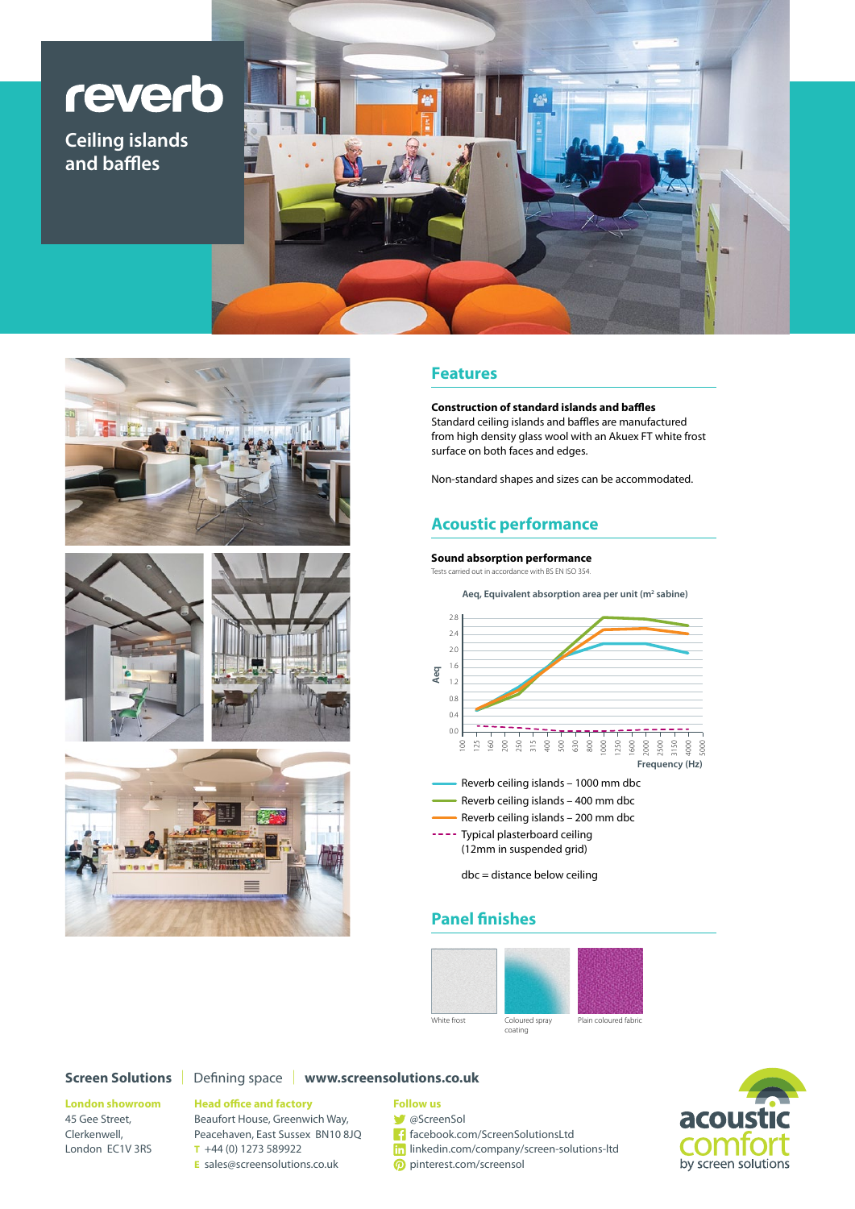# reverb

## Ceiling islands and baffles

## Features

**Construction of standard islands and baffles**
Standard ceiling islands and baffles are manufactured from high density glass wool with an Akuex FT white frost surface on both faces and edges.

Non-standard shapes and sizes can be accommodated.

## Acoustic performance

**Sound absorption performance**
Tests carried out in accordance with BS EN ISO 354.

Aeq, Equivalent absorption area per unit ($m^2$ sabine)

Aeq

2.8
2.4
2.0
1.6
1.2
0.8
0.4
0.0

100 125 160 200 250 315 400 500 630 800 1000 1250 1600 2000 2500 3150 4000 5000

Frequency (Hz)

- Reverb ceiling islands – 1000 mm dbc
- Reverb ceiling islands – 400 mm dbc
- Reverb ceiling islands – 200 mm dbc
- Typical plasterboard ceiling (12mm in suspended grid)

dbc = distance below ceiling

## Panel finishes

White frost

Coloured spray coating

Plain coloured fabric

**Screen Solutions** | Defining space | **www.screensolutions.co.uk**

**London showroom**
45 Gee Street,
Clerkenwell,
London EC1V 3RS

**Head office and factory**
Beaufort House, Greenwich Way,
Peacehaven, East Sussex BN10 8JQ
T +44 (0) 1273 589922
E sales@screensolutions.co.uk

**Follow us**
@ScreenSol
facebook.com/ScreenSolutionsLtd
linkedin.com/company/screen-solutions-ltd
pinterest.com/screensol

acoustic comfort by screen solutions